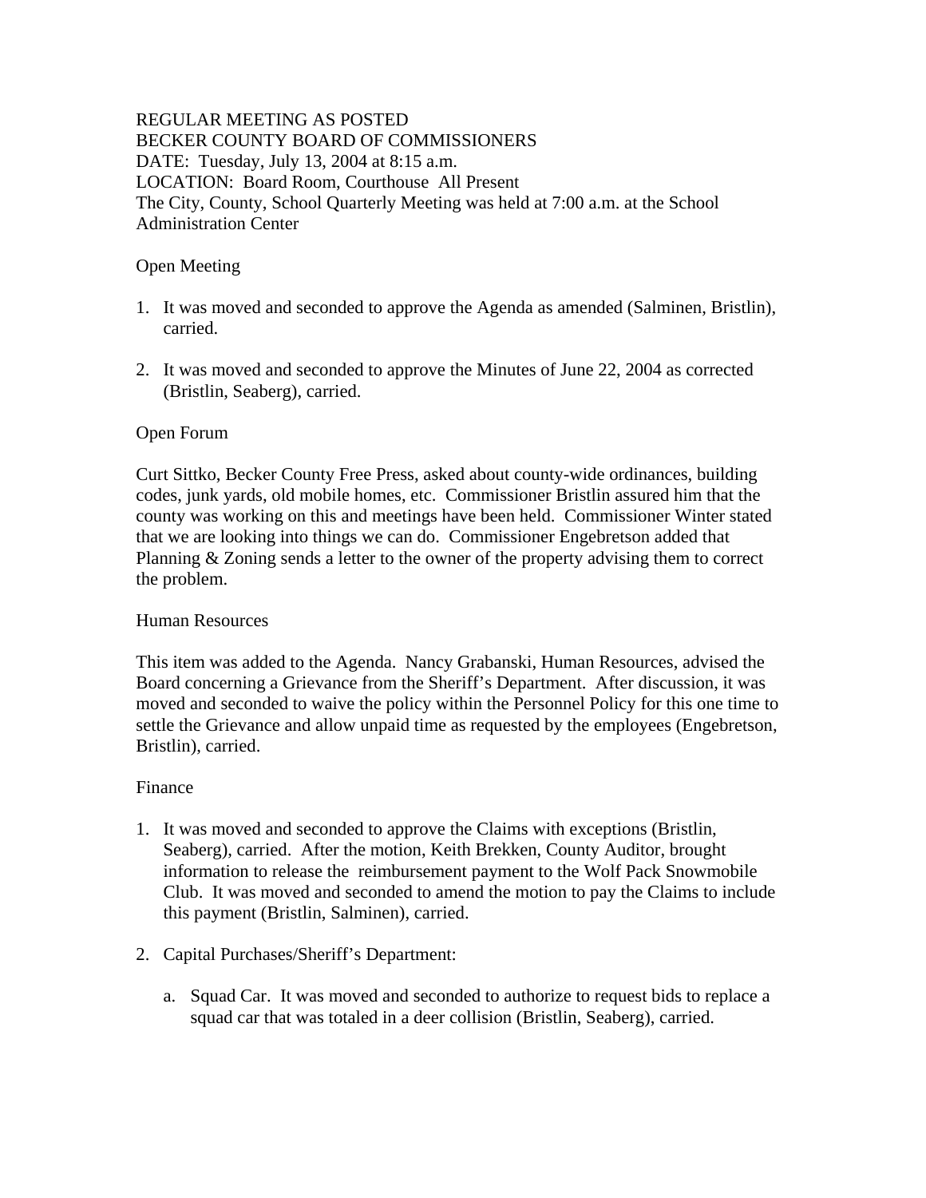REGULAR MEETING AS POSTED
BECKER COUNTY BOARD OF COMMISSIONERS
DATE: Tuesday, July 13, 2004 at 8:15 a.m.
LOCATION: Board Room, Courthouse All Present
The City, County, School Quarterly Meeting was held at 7:00 a.m. at the School Administration Center

Open Meeting

1. It was moved and seconded to approve the Agenda as amended (Salminen, Bristlin), carried.

2. It was moved and seconded to approve the Minutes of June 22, 2004 as corrected (Bristlin, Seaberg), carried.

Open Forum

Curt Sittko, Becker County Free Press, asked about county-wide ordinances, building codes, junk yards, old mobile homes, etc. Commissioner Bristlin assured him that the county was working on this and meetings have been held. Commissioner Winter stated that we are looking into things we can do. Commissioner Engebretson added that Planning & Zoning sends a letter to the owner of the property advising them to correct the problem.

Human Resources

This item was added to the Agenda. Nancy Grabanski, Human Resources, advised the Board concerning a Grievance from the Sheriff's Department. After discussion, it was moved and seconded to waive the policy within the Personnel Policy for this one time to settle the Grievance and allow unpaid time as requested by the employees (Engebretson, Bristlin), carried.

Finance

1. It was moved and seconded to approve the Claims with exceptions (Bristlin, Seaberg), carried. After the motion, Keith Brekken, County Auditor, brought information to release the reimbursement payment to the Wolf Pack Snowmobile Club. It was moved and seconded to amend the motion to pay the Claims to include this payment (Bristlin, Salminen), carried.

2. Capital Purchases/Sheriff's Department:

   a. Squad Car. It was moved and seconded to authorize to request bids to replace a squad car that was totaled in a deer collision (Bristlin, Seaberg), carried.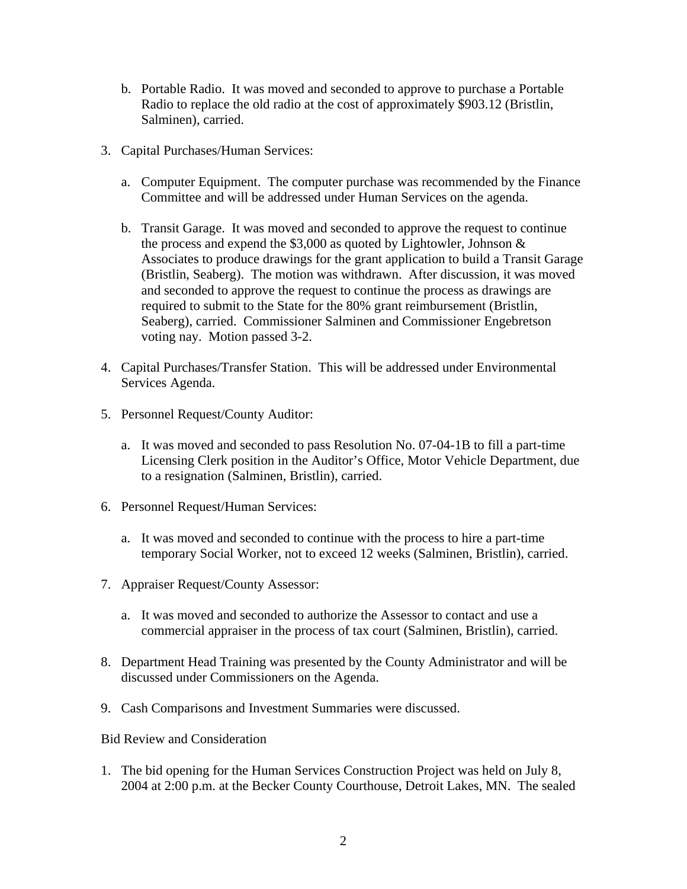b. Portable Radio. It was moved and seconded to approve to purchase a Portable Radio to replace the old radio at the cost of approximately $903.12 (Bristlin, Salminen), carried.

3. Capital Purchases/Human Services:

   a. Computer Equipment. The computer purchase was recommended by the Finance Committee and will be addressed under Human Services on the agenda.

   b. Transit Garage. It was moved and seconded to approve the request to continue the process and expend the $3,000 as quoted by Lightowler, Johnson & Associates to produce drawings for the grant application to build a Transit Garage (Bristlin, Seaberg). The motion was withdrawn. After discussion, it was moved and seconded to approve the request to continue the process as drawings are required to submit to the State for the 80% grant reimbursement (Bristlin, Seaberg), carried. Commissioner Salminen and Commissioner Engebretson voting nay. Motion passed 3-2.

4. Capital Purchases/Transfer Station. This will be addressed under Environmental Services Agenda.

5. Personnel Request/County Auditor:

   a. It was moved and seconded to pass Resolution No. 07-04-1B to fill a part-time Licensing Clerk position in the Auditor's Office, Motor Vehicle Department, due to a resignation (Salminen, Bristlin), carried.

6. Personnel Request/Human Services:

   a. It was moved and seconded to continue with the process to hire a part-time temporary Social Worker, not to exceed 12 weeks (Salminen, Bristlin), carried.

7. Appraiser Request/County Assessor:

   a. It was moved and seconded to authorize the Assessor to contact and use a commercial appraiser in the process of tax court (Salminen, Bristlin), carried.

8. Department Head Training was presented by the County Administrator and will be discussed under Commissioners on the Agenda.

9. Cash Comparisons and Investment Summaries were discussed.

Bid Review and Consideration

1. The bid opening for the Human Services Construction Project was held on July 8, 2004 at 2:00 p.m. at the Becker County Courthouse, Detroit Lakes, MN. The sealed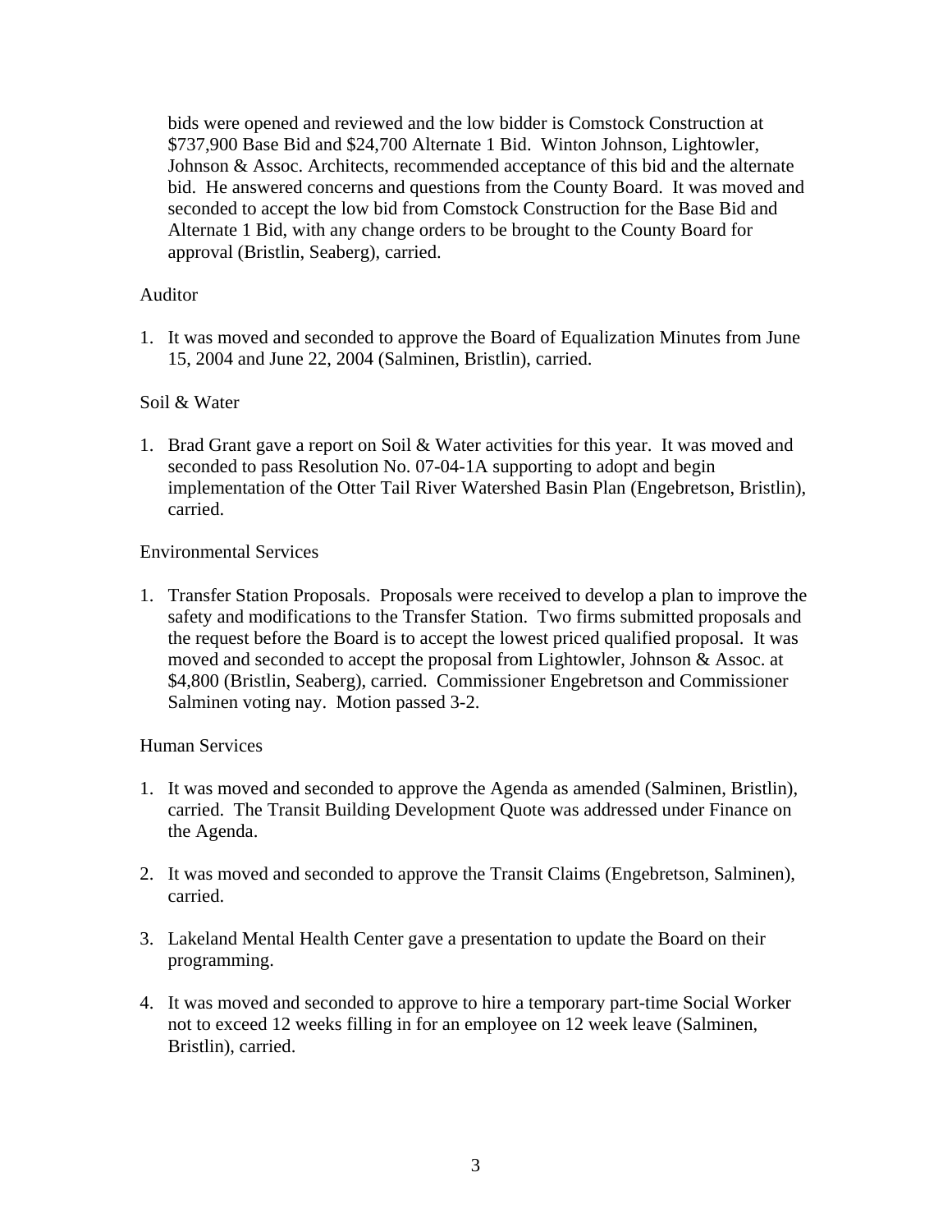bids were opened and reviewed and the low bidder is Comstock Construction at $737,900 Base Bid and $24,700 Alternate 1 Bid. Winton Johnson, Lightowler, Johnson & Assoc. Architects, recommended acceptance of this bid and the alternate bid. He answered concerns and questions from the County Board. It was moved and seconded to accept the low bid from Comstock Construction for the Base Bid and Alternate 1 Bid, with any change orders to be brought to the County Board for approval (Bristlin, Seaberg), carried.

Auditor

1. It was moved and seconded to approve the Board of Equalization Minutes from June 15, 2004 and June 22, 2004 (Salminen, Bristlin), carried.

Soil & Water

1. Brad Grant gave a report on Soil & Water activities for this year. It was moved and seconded to pass Resolution No. 07-04-1A supporting to adopt and begin implementation of the Otter Tail River Watershed Basin Plan (Engebretson, Bristlin), carried.

Environmental Services

1. Transfer Station Proposals. Proposals were received to develop a plan to improve the safety and modifications to the Transfer Station. Two firms submitted proposals and the request before the Board is to accept the lowest priced qualified proposal. It was moved and seconded to accept the proposal from Lightowler, Johnson & Assoc. at $4,800 (Bristlin, Seaberg), carried. Commissioner Engebretson and Commissioner Salminen voting nay. Motion passed 3-2.

Human Services

1. It was moved and seconded to approve the Agenda as amended (Salminen, Bristlin), carried. The Transit Building Development Quote was addressed under Finance on the Agenda.

2. It was moved and seconded to approve the Transit Claims (Engebretson, Salminen), carried.

3. Lakeland Mental Health Center gave a presentation to update the Board on their programming.

4. It was moved and seconded to approve to hire a temporary part-time Social Worker not to exceed 12 weeks filling in for an employee on 12 week leave (Salminen, Bristlin), carried.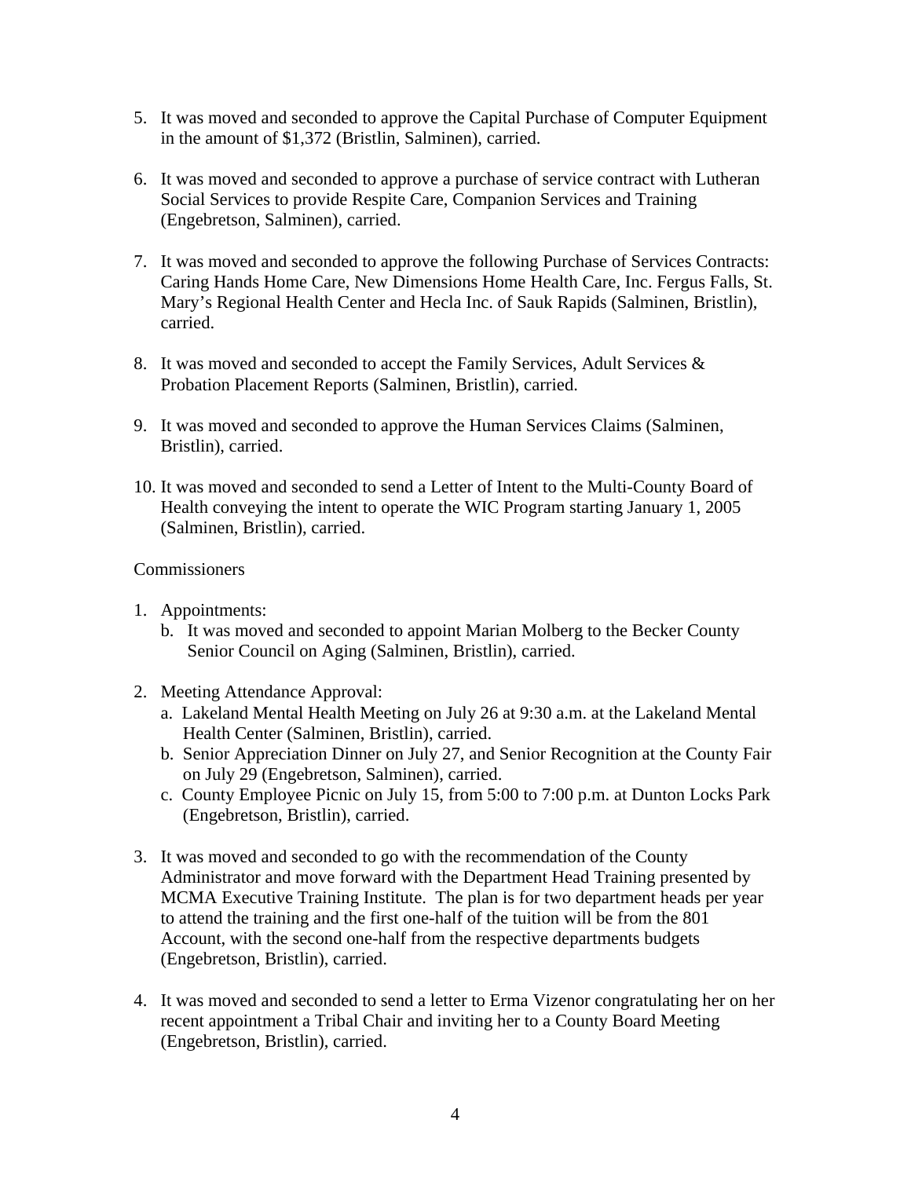5. It was moved and seconded to approve the Capital Purchase of Computer Equipment in the amount of $1,372 (Bristlin, Salminen), carried.

6. It was moved and seconded to approve a purchase of service contract with Lutheran Social Services to provide Respite Care, Companion Services and Training (Engebretson, Salminen), carried.

7. It was moved and seconded to approve the following Purchase of Services Contracts: Caring Hands Home Care, New Dimensions Home Health Care, Inc. Fergus Falls, St. Mary's Regional Health Center and Hecla Inc. of Sauk Rapids (Salminen, Bristlin), carried.

8. It was moved and seconded to accept the Family Services, Adult Services & Probation Placement Reports (Salminen, Bristlin), carried.

9. It was moved and seconded to approve the Human Services Claims (Salminen, Bristlin), carried.

10. It was moved and seconded to send a Letter of Intent to the Multi-County Board of Health conveying the intent to operate the WIC Program starting January 1, 2005 (Salminen, Bristlin), carried.

Commissioners

1. Appointments:
   b. It was moved and seconded to appoint Marian Molberg to the Becker County Senior Council on Aging (Salminen, Bristlin), carried.

2. Meeting Attendance Approval:
   a. Lakeland Mental Health Meeting on July 26 at 9:30 a.m. at the Lakeland Mental Health Center (Salminen, Bristlin), carried.
   b. Senior Appreciation Dinner on July 27, and Senior Recognition at the County Fair on July 29 (Engebretson, Salminen), carried.
   c. County Employee Picnic on July 15, from 5:00 to 7:00 p.m. at Dunton Locks Park (Engebretson, Bristlin), carried.

3. It was moved and seconded to go with the recommendation of the County Administrator and move forward with the Department Head Training presented by MCMA Executive Training Institute. The plan is for two department heads per year to attend the training and the first one-half of the tuition will be from the 801 Account, with the second one-half from the respective departments budgets (Engebretson, Bristlin), carried.

4. It was moved and seconded to send a letter to Erma Vizenor congratulating her on her recent appointment a Tribal Chair and inviting her to a County Board Meeting (Engebretson, Bristlin), carried.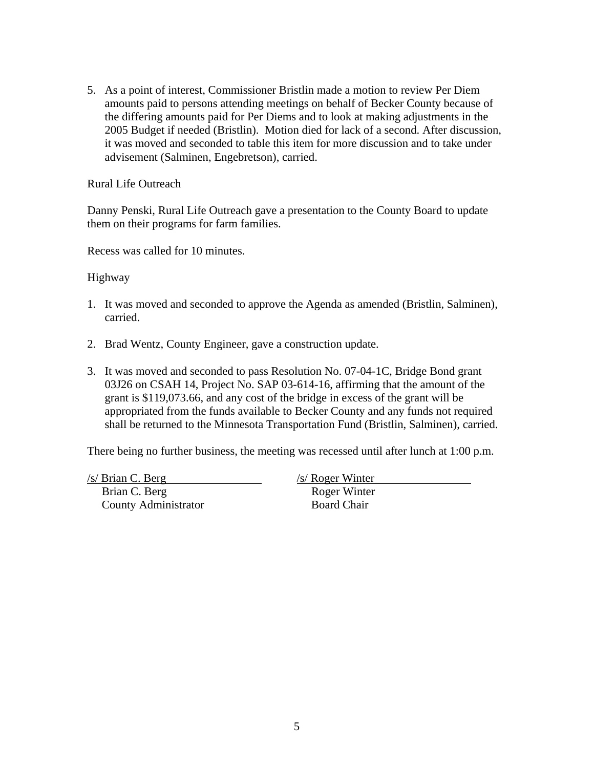5. As a point of interest, Commissioner Bristlin made a motion to review Per Diem amounts paid to persons attending meetings on behalf of Becker County because of the differing amounts paid for Per Diems and to look at making adjustments in the 2005 Budget if needed (Bristlin). Motion died for lack of a second. After discussion, it was moved and seconded to table this item for more discussion and to take under advisement (Salminen, Engebretson), carried.

Rural Life Outreach

Danny Penski, Rural Life Outreach gave a presentation to the County Board to update them on their programs for farm families.

Recess was called for 10 minutes.

Highway

1. It was moved and seconded to approve the Agenda as amended (Bristlin, Salminen), carried.

2. Brad Wentz, County Engineer, gave a construction update.

3. It was moved and seconded to pass Resolution No. 07-04-1C, Bridge Bond grant 03J26 on CSAH 14, Project No. SAP 03-614-16, affirming that the amount of the grant is $119,073.66, and any cost of the bridge in excess of the grant will be appropriated from the funds available to Becker County and any funds not required shall be returned to the Minnesota Transportation Fund (Bristlin, Salminen), carried.

There being no further business, the meeting was recessed until after lunch at 1:00 p.m.

/s/ Brian C. Berg
Brian C. Berg
County Administrator

/s/ Roger Winter
Roger Winter
Board Chair